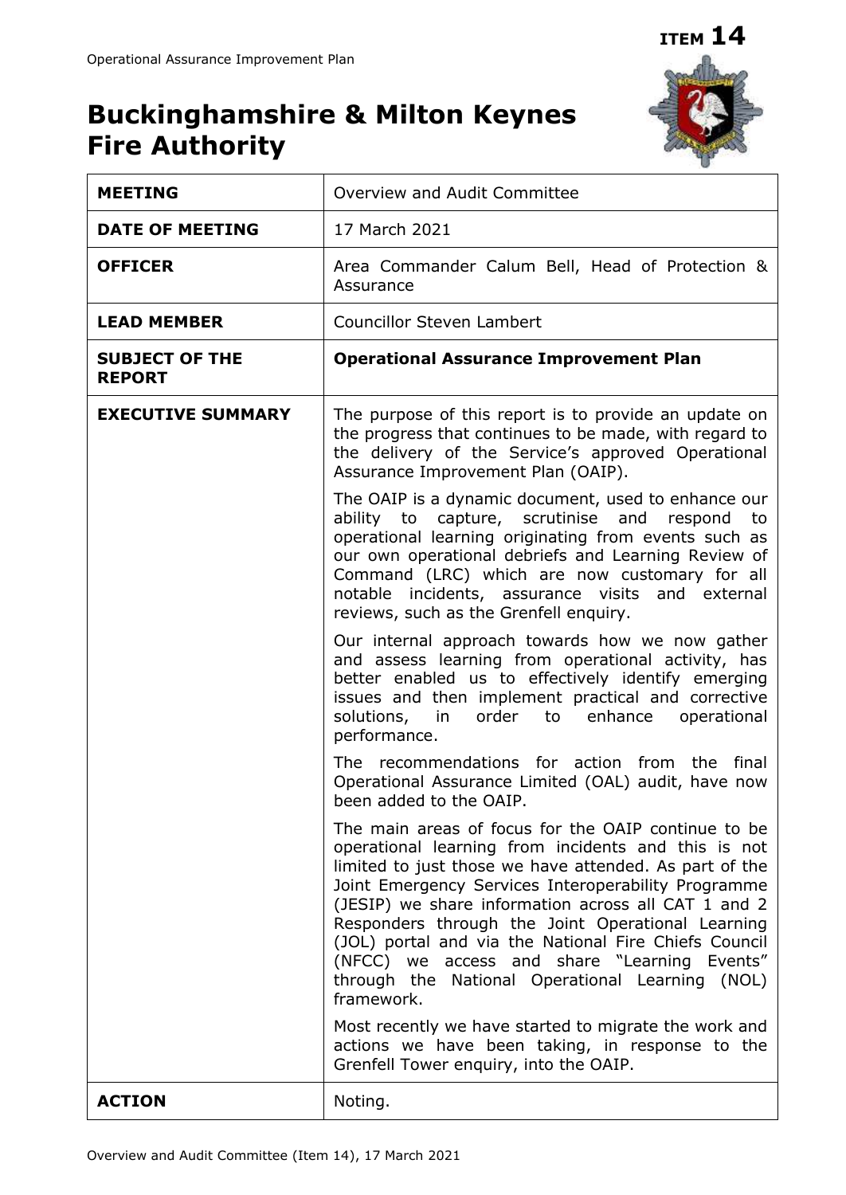**ITEM 14**

# Buckinghamshire & Milton Keynes Fire Authority

| | |
|---|---|
| **MEETING** | Overview and Audit Committee |
| **DATE OF MEETING** | 17 March 2021 |
| **OFFICER** | Area Commander Calum Bell, Head of Protection & Assurance |
| **LEAD MEMBER** | Councillor Steven Lambert |
| **SUBJECT OF THE REPORT** | **Operational Assurance Improvement Plan** |
| **EXECUTIVE SUMMARY** | The purpose of this report is to provide an update on the progress that continues to be made, with regard to the delivery of the Service's approved Operational Assurance Improvement Plan (OAIP).<br><br>The OAIP is a dynamic document, used to enhance our ability to capture, scrutinise and respond to operational learning originating from events such as our own operational debriefs and Learning Review of Command (LRC) which are now customary for all notable incidents, assurance visits and external reviews, such as the Grenfell enquiry.<br><br>Our internal approach towards how we now gather and assess learning from operational activity, has better enabled us to effectively identify emerging issues and then implement practical and corrective solutions, in order to enhance operational performance.<br><br>The recommendations for action from the final Operational Assurance Limited (OAL) audit, have now been added to the OAIP.<br><br>The main areas of focus for the OAIP continue to be operational learning from incidents and this is not limited to just those we have attended. As part of the Joint Emergency Services Interoperability Programme (JESIP) we share information across all CAT 1 and 2 Responders through the Joint Operational Learning (JOL) portal and via the National Fire Chiefs Council (NFCC) we access and share "Learning Events" through the National Operational Learning (NOL) framework.<br><br>Most recently we have started to migrate the work and actions we have been taking, in response to the Grenfell Tower enquiry, into the OAIP. |
| **ACTION** | Noting. |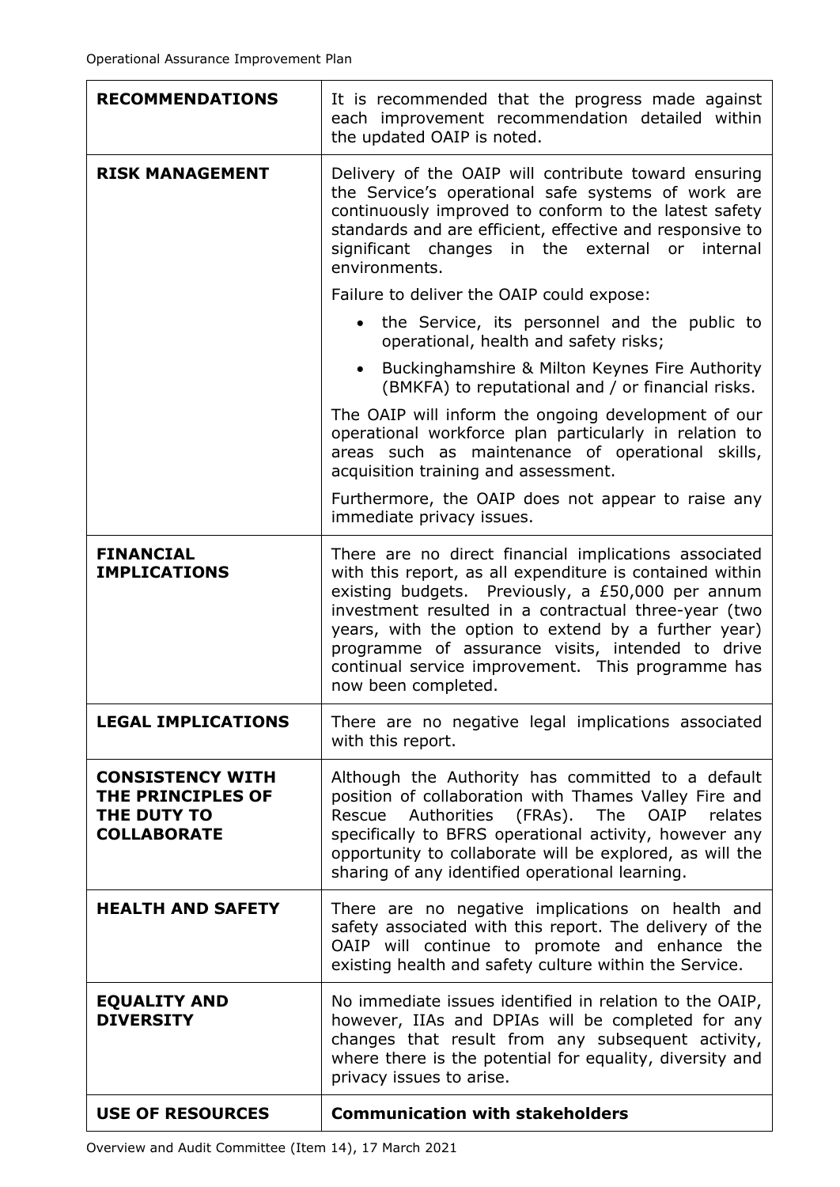| | |
|---|---|
| **RECOMMENDATIONS** | It is recommended that the progress made against each improvement recommendation detailed within the updated OAIP is noted. |
| **RISK MANAGEMENT** | Delivery of the OAIP will contribute toward ensuring the Service's operational safe systems of work are continuously improved to conform to the latest safety standards and are efficient, effective and responsive to significant changes in the external or internal environments.<br><br>Failure to deliver the OAIP could expose:<br><br>• the Service, its personnel and the public to operational, health and safety risks;<br>• Buckinghamshire & Milton Keynes Fire Authority (BMKFA) to reputational and / or financial risks.<br><br>The OAIP will inform the ongoing development of our operational workforce plan particularly in relation to areas such as maintenance of operational skills, acquisition training and assessment.<br><br>Furthermore, the OAIP does not appear to raise any immediate privacy issues. |
| **FINANCIAL IMPLICATIONS** | There are no direct financial implications associated with this report, as all expenditure is contained within existing budgets. Previously, a £50,000 per annum investment resulted in a contractual three-year (two years, with the option to extend by a further year) programme of assurance visits, intended to drive continual service improvement. This programme has now been completed. |
| **LEGAL IMPLICATIONS** | There are no negative legal implications associated with this report. |
| **CONSISTENCY WITH THE PRINCIPLES OF THE DUTY TO COLLABORATE** | Although the Authority has committed to a default position of collaboration with Thames Valley Fire and Rescue Authorities (FRAs). The OAIP relates specifically to BFRS operational activity, however any opportunity to collaborate will be explored, as will the sharing of any identified operational learning. |
| **HEALTH AND SAFETY** | There are no negative implications on health and safety associated with this report. The delivery of the OAIP will continue to promote and enhance the existing health and safety culture within the Service. |
| **EQUALITY AND DIVERSITY** | No immediate issues identified in relation to the OAIP, however, IIAs and DPIAs will be completed for any changes that result from any subsequent activity, where there is the potential for equality, diversity and privacy issues to arise. |
| **USE OF RESOURCES** | **Communication with stakeholders** |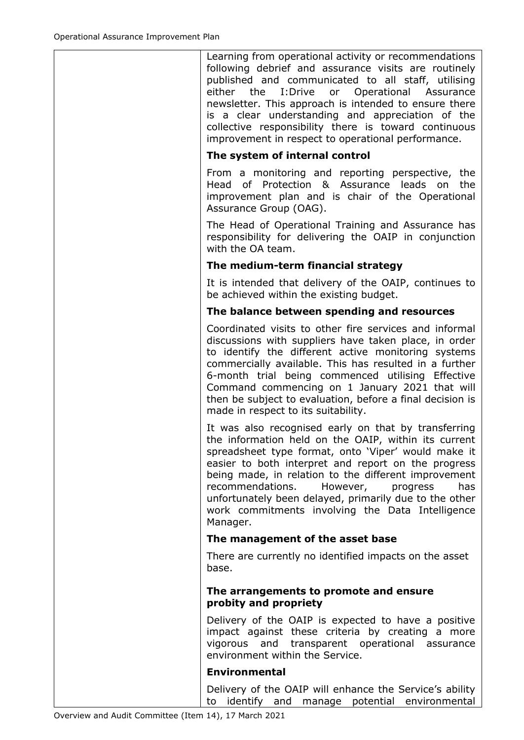| | |
|---|---|
| | Learning from operational activity or recommendations following debrief and assurance visits are routinely published and communicated to all staff, utilising either the I:Drive or Operational Assurance newsletter. This approach is intended to ensure there is a clear understanding and appreciation of the collective responsibility there is toward continuous improvement in respect to operational performance.<br><br>**The system of internal control**<br><br>From a monitoring and reporting perspective, the Head of Protection & Assurance leads on the improvement plan and is chair of the Operational Assurance Group (OAG).<br><br>The Head of Operational Training and Assurance has responsibility for delivering the OAIP in conjunction with the OA team.<br><br>**The medium-term financial strategy**<br><br>It is intended that delivery of the OAIP, continues to be achieved within the existing budget.<br><br>**The balance between spending and resources**<br><br>Coordinated visits to other fire services and informal discussions with suppliers have taken place, in order to identify the different active monitoring systems commercially available. This has resulted in a further 6-month trial being commenced utilising Effective Command commencing on 1 January 2021 that will then be subject to evaluation, before a final decision is made in respect to its suitability.<br><br>It was also recognised early on that by transferring the information held on the OAIP, within its current spreadsheet type format, onto 'Viper' would make it easier to both interpret and report on the progress being made, in relation to the different improvement recommendations. However, progress has unfortunately been delayed, primarily due to the other work commitments involving the Data Intelligence Manager.<br><br>**The management of the asset base**<br><br>There are currently no identified impacts on the asset base.<br><br>**The arrangements to promote and ensure probity and propriety**<br><br>Delivery of the OAIP is expected to have a positive impact against these criteria by creating a more vigorous and transparent operational assurance environment within the Service.<br><br>**Environmental**<br><br>Delivery of the OAIP will enhance the Service's ability to identify and manage potential environmental |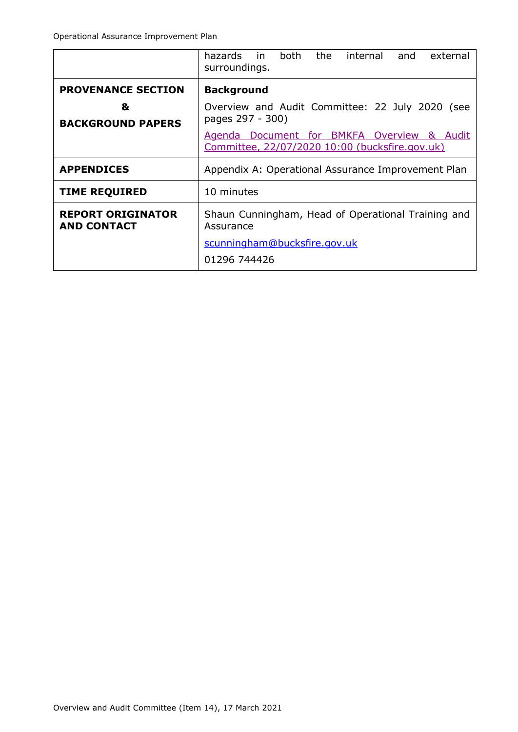| | |
|---|---|
| | hazards in both the internal and external surroundings. |
| **PROVENANCE SECTION & BACKGROUND PAPERS** | **Background**<br>Overview and Audit Committee: 22 July 2020 (see pages 297 - 300)<br>Agenda Document for BMKFA Overview & Audit Committee, 22/07/2020 10:00 (bucksfire.gov.uk) |
| **APPENDICES** | Appendix A: Operational Assurance Improvement Plan |
| **TIME REQUIRED** | 10 minutes |
| **REPORT ORIGINATOR AND CONTACT** | Shaun Cunningham, Head of Operational Training and Assurance<br>scunningham@bucksfire.gov.uk<br>01296 744426 |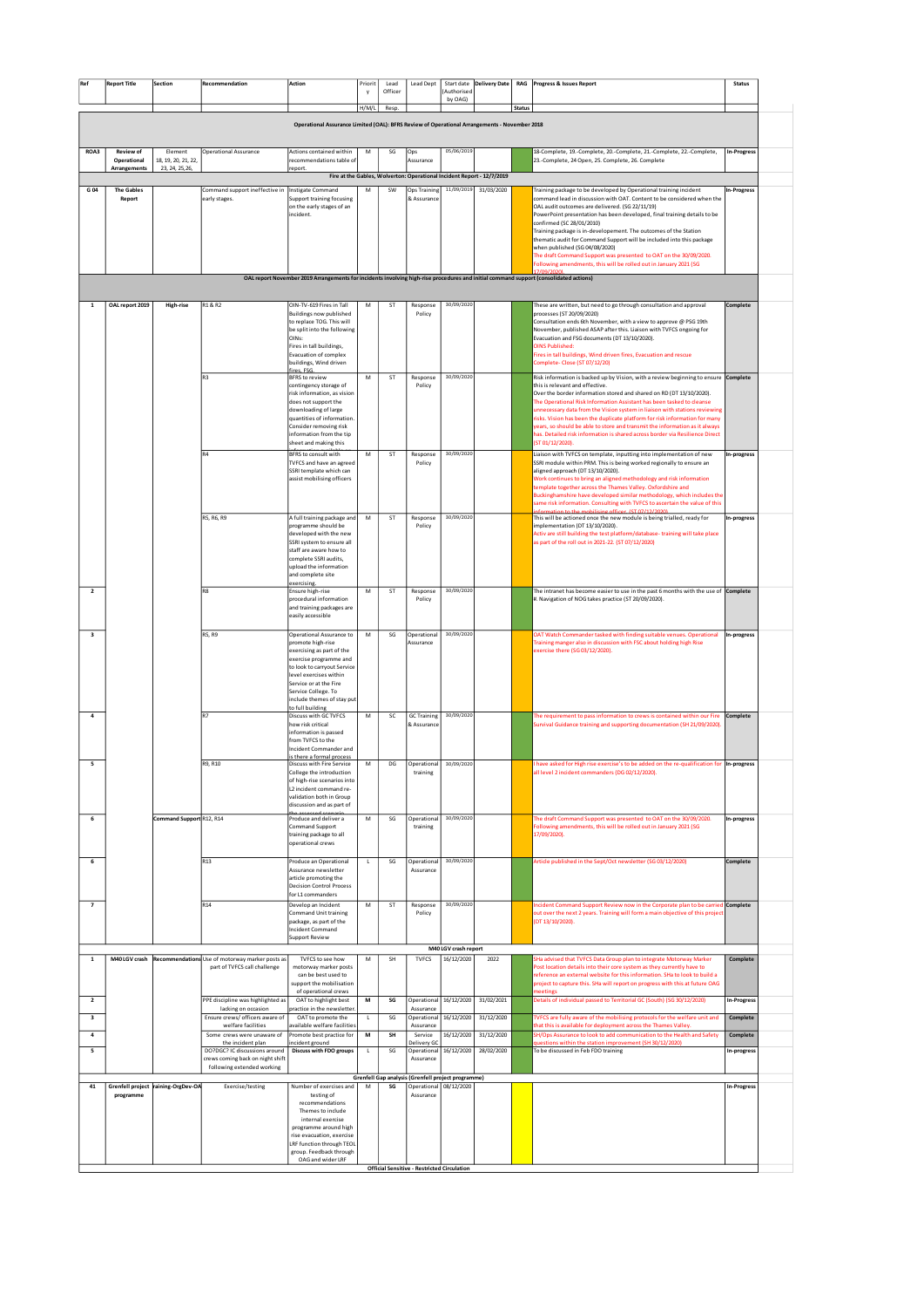| Ref | Report Title | Section | Recommendation | Action | Priority | Lead Officer | Lead Dept | Start date (Authorised by OAG) | Delivery Date | RAG | Progress & Issues Report | Status |
|---|---|---|---|---|---|---|---|---|---|---|---|---|
| | | | | | H/M/L | Resp. | | | | Status | | |
| **Operational Assurance Limited (OAL): BFRS Review of Operational Arrangements - November 2018** | | | | | | | | | | | | |
| ROA3 | **Review of Operational Arrangements** | Element 18, 19, 20, 21, 22, 23, 24, 25,26, | Operational Assurance | Actions contained within recommendations table of report. | M | SG | Ops Assurance | 05/06/2019 | | | 18-Complete, 19.-Complete, 20.-Complete, 21.-Complete, 22.-Complete, 23.-Complete, 24 Open, 25. Complete, 26. Complete | **In-Progress** |
| **Fire at the Gables, Wolverton: Operational Incident Report - 12/7/2019** | | | | | | | | | | | | |
| G 04 | **The Gables Report** | | Command support ineffective in early stages. | Instigate Command Support training focusing on the early stages of an incident. | M | SW | Ops Training & Assurance | 11/09/2019 | 31/03/2020 | | Training package to be developed by Operational training incident command lead in discussion with OAT. Content to be considered when the OAL audit outcomes are delivered. (SG 22/11/19) PowerPoint presentation has been developed, final training details to be confirmed (SC 28/01/2010) Training package is in-developement. The outcomes of the Station thematic audit for Command Support will be included into this package when published (SG 04/08/2020) The draft Command Support was presented to OAT on the 30/09/2020. Following amendments, this will be rolled out in January 2021 (SG 17/09/2020). | **In-Progress** |
| **OAL report November 2019 Arrangements for incidents involving high-rise procedures and initial command support (consolidated actions)** | | | | | | | | | | | | |
| **1** | **OAL report 2019** | **High-rise** | R1 & R2 | OIN-TV-619 Fires in Tall Buildings now published to replace TOG. This will be split into the following OINs: Fires in tall buildings, Evacuation of complex buildings, Wind driven fires, FSG. | M | ST | Response Policy | 30/09/2020 | | | These are written, but need to go through consultation and approval processes (ST 20/09/2020) Consultation ends 6th November, with a view to approve @ PSG 19th November, published ASAP after this. Liaison with TVFCS ongoing for Evacuation and FSG documents (DT 13/10/2020). OINS Published: Fires in tall buildings, Wind driven fires, Evacuation and rescue Complete- Close (ST 07/12/20) | **Complete** |
| | | | R3 | BFRS to review contingency storage of risk information, as vision does not support the downloading of large quantities of information. Consider removing risk information from the tip sheet and making this | M | ST | Response Policy | 30/09/2020 | | | Risk information is backed up by Vision, with a review beginning to ensure this is relevant and effective. Over the border information stored and shared on RD (DT 13/10/2020). The Operational Risk Information Assistant has been tasked to cleanse unnecessary data from the Vision system in liaison with stations reviewing risks. Vision has been the duplicate platform for risk information for many years, so should be able to store and transmit the information as it always has. Detailed risk information is shared across border via Resilience Direct (ST 01/12/2020). | **Complete** |
| | | | R4 | BFRS to consult with TVFCS and have an agreed SSRI template which can assist mobilising officers | M | ST | Response Policy | 30/09/2020 | | | Liaison with TVFCS on template, inputting into implementation of new SSRI module within PRM. This is being worked regionally to ensure an aligned approach (DT 13/10/2020). Work continues to bring an aligned methodology and risk information template together across the Thames Valley. Oxfordshire and Buckinghamshire have developed similar methodology, which includes the same risk information. Consulting with TVFCS to ascertain the value of this information to the mobilising officer. (ST 07/12/2020) | **In-progress** |
| | | | R5, R6, R9 | A full training package and programme should be developed with the new SSRI system to ensure all staff are aware how to complete SSRI audits, upload the information and complete site exercising. | M | ST | Response Policy | 30/09/2020 | | | This will be actioned once the new module is being trialled, ready for implementation (DT 13/10/2020). Activ are still building the test platform/database- training will take place as part of the roll out in 2021-22. (ST 07/12/2020) | **In-progress** |
| **2** | | | R8 | Ensure high-rise procedural information and training packages are easily accessible | M | ST | Response Policy | 30/09/2020 | | | The intranet has become easier to use in the past 6 months with the use of #. Navigation of NOG takes practice (ST 20/09/2020). | **Complete** |
| **3** | | | R5, R9 | Operational Assurance to promote high-rise exercising as part of the exercise programme and to look to carryout Service level exercises within Service or at the Fire Service College. To include themes of stay put to full building | M | SG | Operational Assurance | 30/09/2020 | | | OAT Watch Commander tasked with finding suitable venues. Operational Training manger also in discussion with FSC about holding high Rise exercise there (SG 03/12/2020). | **In-progress** |
| **4** | | | R7 | Discuss with GC TVFCS how risk critical information is passed from TVFCS to the Incident Commander and is there a formal process | M | SC | GC Training & Assurance | 30/09/2020 | | | The requirement to pass information to crews is contained within our Fire Survival Guidance training and supporting documentation (SH 21/09/2020). | **Complete** |
| **5** | | | R9, R10 | Discuss with Fire Service College the introduction of high-rise scenarios into L2 incident command re-validation both in Group discussion and as part of the assessed scenario | M | DG | Operational training | 30/09/2020 | | | I have asked for High rise exercise's to be added on the re-qualification for all level 2 incident commanders (DG 02/12/2020). | **In-progress** |
| **6** | | **Command Support** | R12, R14 | Produce and deliver a Command Support training package to all operational crews | M | SG | Operational training | 30/09/2020 | | | The draft Command Support was presented to OAT on the 30/09/2020. Following amendments, this will be rolled out in January 2021 (SG 17/09/2020). | **In-progress** |
| **6** | | | R13 | Produce an Operational Assurance newsletter article promoting the Decision Control Process for L1 commanders | L | SG | Operational Assurance | 30/09/2020 | | | Article published in the Sept/Oct newsletter (SG 03/12/2020) | **Complete** |
| **7** | | | R14 | Develop an Incident Command Unit training package, as part of the Incident Command Support Review | M | ST | Response Policy | 30/09/2020 | | | Incident Command Support Review now in the Corporate plan to be carried out over the next 2 years. Training will form a main objective of this project (DT 13/10/2020). | **Complete** |
| **M40 LGV crash report** | | | | | | | | | | | | |
| **1** | **M40 LGV crash** | **Recommendations** | Use of motorway marker posts as part of TVFCS call challenge | TVFCS to see how motorway marker posts can be best used to support the mobilisation of operational crews | M | SH | TVFCS | 16/12/2020 | 2022 | | SHa advised that TVFCS Data Group plan to integrate Motorway Marker Post location details into their core system as they currently have to reference an external website for this information. SHa to look to build a project to capture this. SHa will report on progress with this at future OAG meetings | **Complete** |
| **2** | | | PPE discipline was highlighted as lacking on occasion | OAT to highlight best practice in the newsletter. | **M** | **SG** | Operational Assurance | 16/12/2020 | 31/02/2021 | | Details of individual passed to Territorial GC (South) (SG 30/12/2020) | **In-Progress** |
| **3** | | | Ensure crews/ officers aware of welfare facilities | OAT to promote the available welfare facilities | L | SG | Operational Assurance | 16/12/2020 | 31/12/2020 | | TVFCS are fully aware of the mobilising protocols for the welfare unit and that this is available for deployment across the Thames Valley. | **Complete** |
| **4** | | | Some crews were unaware of the incident plan | Promote best practice for incident ground | **M** | **SH** | Service Delivery GC | 16/12/2020 | 31/12/2020 | | SH/Ops Assurance to look to add communication to the Health and Safety questions within the station improvement (SH 30/12/2020) | **Complete** |
| **5** | | | OO?DGC? IC discussions around crews coming back on night shift following extended working | **Discuss with FDO groups** | L | SG | Operational Assurance | 16/12/2020 | 28/02/2020 | | To be discussed in Feb FDO training | **In-progress** |
| **Grenfell Gap analysis (Grenfell project programme)** | | | | | | | | | | | | |
| **41** | **Grenfell project programme** | raining-OrgDev-OA | Exercise/testing | Number of exercises and testing of recommendations Themes to include internal exercise programme around high rise evacuation, exercise LRF function through TEOL group. Feedback through OAG and wider LRF | M | **SG** | Operational Assurance | 08/12/2020 | | | | **In-Progress** |

**Official Sensitive - Restricted Circulation**